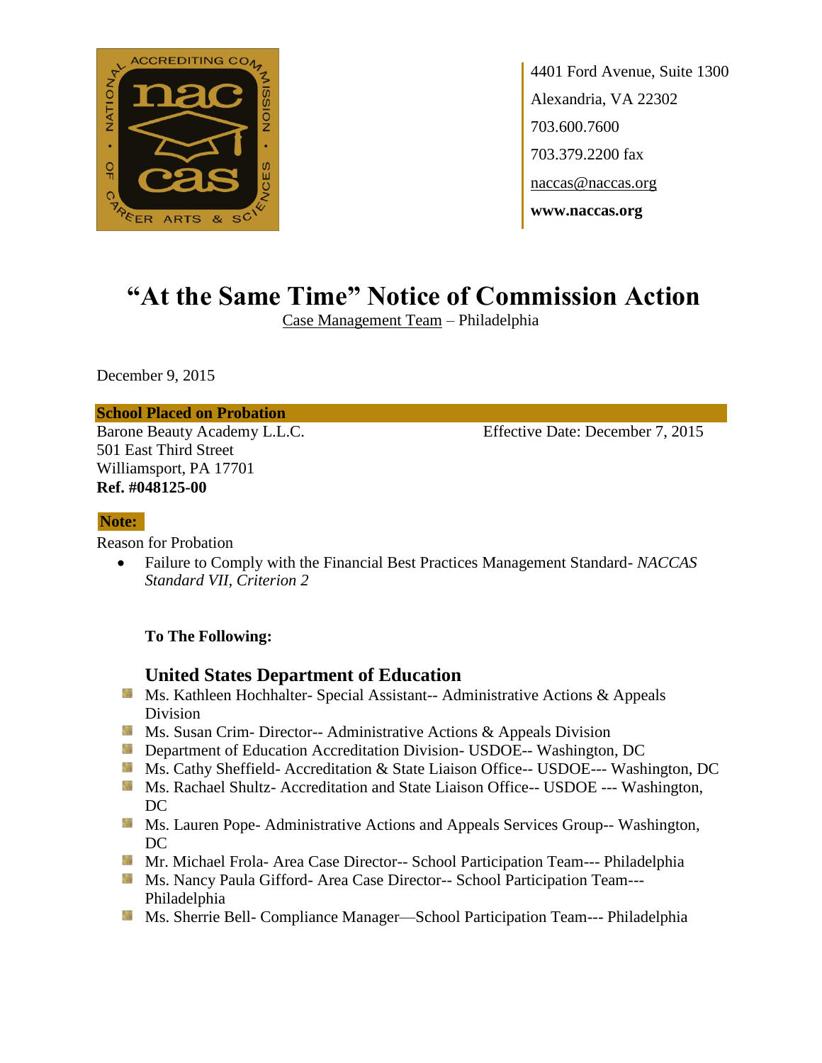4401 Ford Avenue, Suite 1300
Alexandria, VA 22302
703.600.7600
703.379.2200 fax
naccas@naccas.org
**www.naccas.org**

# "At the Same Time" Notice of Commission Action

Case Management Team – Philadelphia

December 9, 2015

**School Placed on Probation**

Barone Beauty Academy L.L.C.
501 East Third Street
Williamsport, PA 17701
**Ref. #048125-00**

Effective Date: December 7, 2015

**Note:**

Reason for Probation

- Failure to Comply with the Financial Best Practices Management Standard- *NACCAS Standard VII, Criterion 2*

**To The Following:**

## United States Department of Education

- Ms. Kathleen Hochhalter- Special Assistant-- Administrative Actions & Appeals Division
- Ms. Susan Crim- Director-- Administrative Actions & Appeals Division
- Department of Education Accreditation Division- USDOE-- Washington, DC
- Ms. Cathy Sheffield- Accreditation & State Liaison Office-- USDOE--- Washington, DC
- Ms. Rachael Shultz- Accreditation and State Liaison Office-- USDOE --- Washington, DC
- Ms. Lauren Pope- Administrative Actions and Appeals Services Group-- Washington, DC
- Mr. Michael Frola- Area Case Director-- School Participation Team--- Philadelphia
- Ms. Nancy Paula Gifford- Area Case Director-- School Participation Team--- Philadelphia
- Ms. Sherrie Bell- Compliance Manager—School Participation Team--- Philadelphia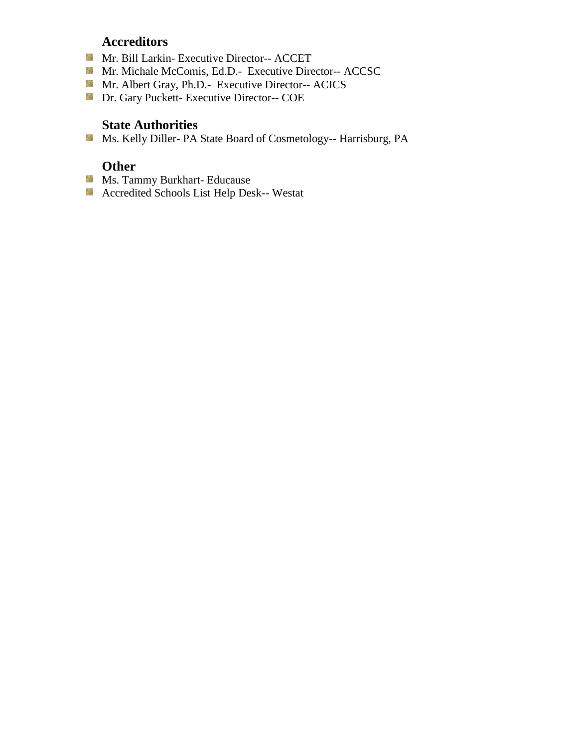## Accreditors

- Mr. Bill Larkin- Executive Director-- ACCET
- Mr. Michale McComis, Ed.D.- Executive Director-- ACCSC
- Mr. Albert Gray, Ph.D.- Executive Director-- ACICS
- Dr. Gary Puckett- Executive Director-- COE

## State Authorities

- Ms. Kelly Diller- PA State Board of Cosmetology-- Harrisburg, PA

## Other

- Ms. Tammy Burkhart- Educause
- Accredited Schools List Help Desk-- Westat